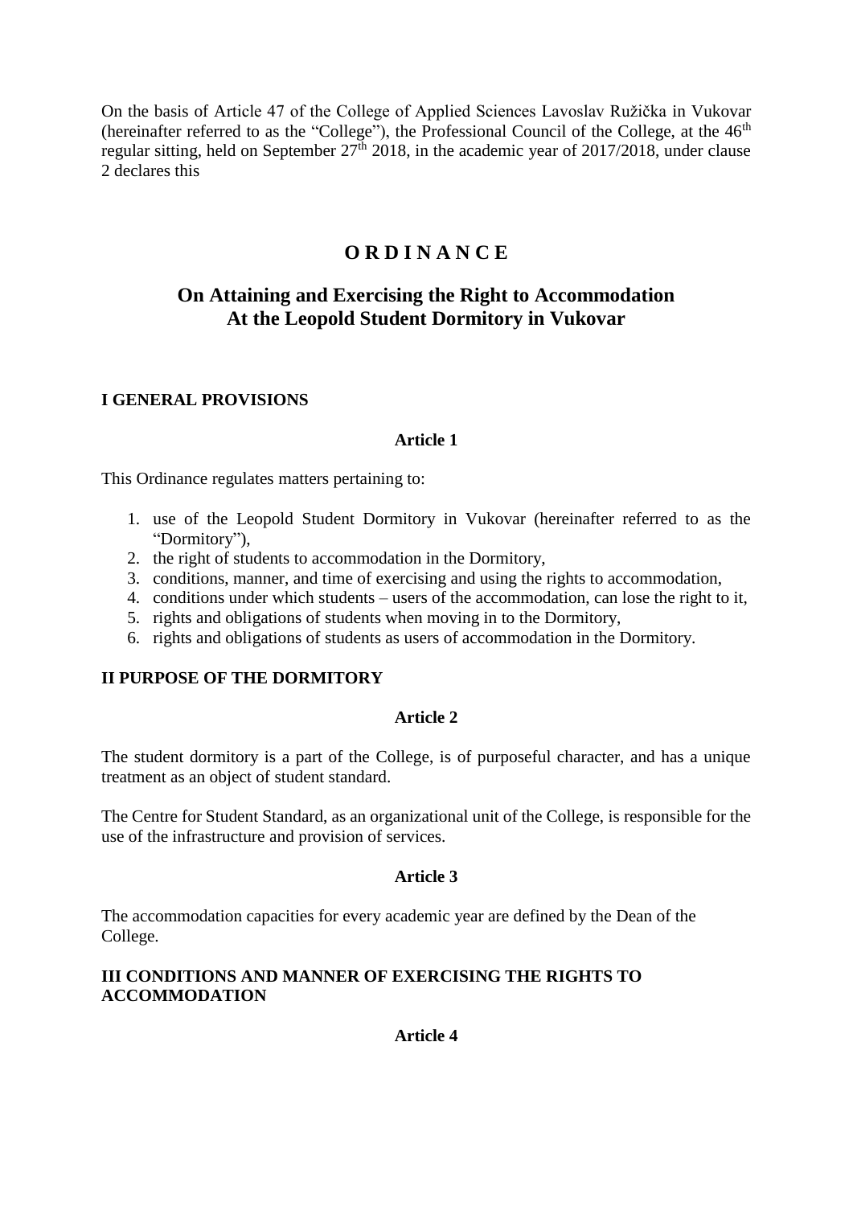On the basis of Article 47 of the College of Applied Sciences Lavoslav Ružička in Vukovar (hereinafter referred to as the "College"), the Professional Council of the College, at the 46th regular sitting, held on September 27th 2018, in the academic year of 2017/2018, under clause 2 declares this

# O R D I N A N C E

## On Attaining and Exercising the Right to Accommodation At the Leopold Student Dormitory in Vukovar

### I GENERAL PROVISIONS

**Article 1**

This Ordinance regulates matters pertaining to:

1. use of the Leopold Student Dormitory in Vukovar (hereinafter referred to as the "Dormitory"),
2. the right of students to accommodation in the Dormitory,
3. conditions, manner, and time of exercising and using the rights to accommodation,
4. conditions under which students – users of the accommodation, can lose the right to it,
5. rights and obligations of students when moving in to the Dormitory,
6. rights and obligations of students as users of accommodation in the Dormitory.

### II PURPOSE OF THE DORMITORY

**Article 2**

The student dormitory is a part of the College, is of purposeful character, and has a unique treatment as an object of student standard.

The Centre for Student Standard, as an organizational unit of the College, is responsible for the use of the infrastructure and provision of services.

**Article 3**

The accommodation capacities for every academic year are defined by the Dean of the College.

### III CONDITIONS AND MANNER OF EXERCISING THE RIGHTS TO ACCOMMODATION

**Article 4**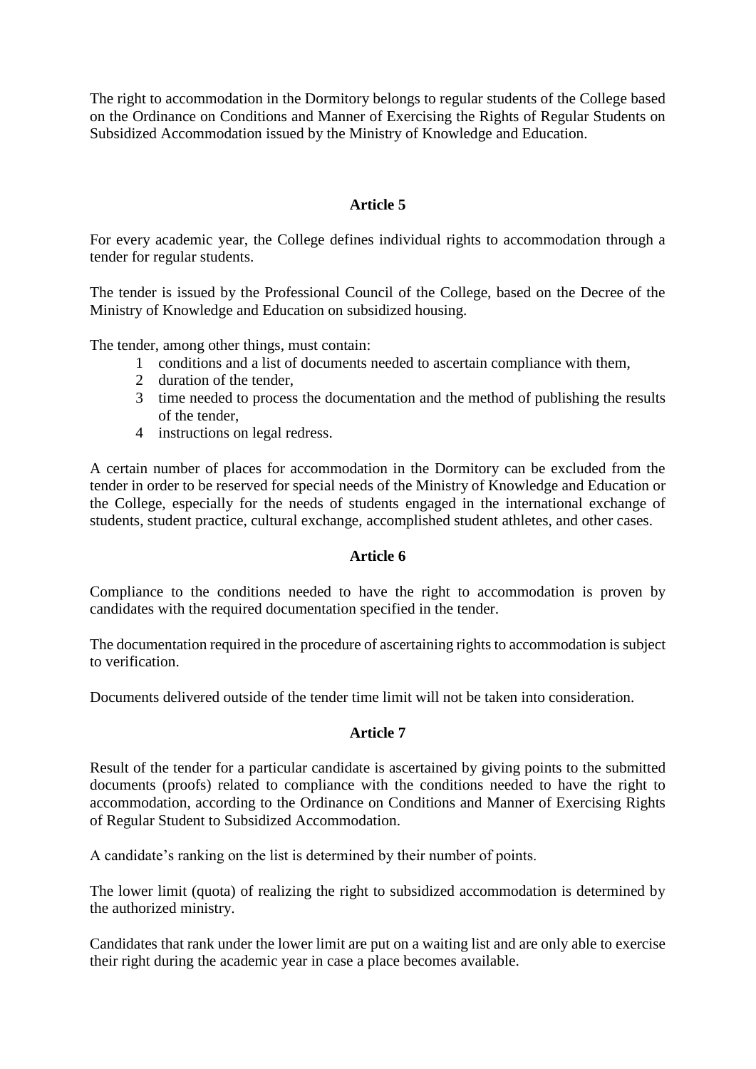The right to accommodation in the Dormitory belongs to regular students of the College based on the Ordinance on Conditions and Manner of Exercising the Rights of Regular Students on Subsidized Accommodation issued by the Ministry of Knowledge and Education.

### Article 5

For every academic year, the College defines individual rights to accommodation through a tender for regular students.

The tender is issued by the Professional Council of the College, based on the Decree of the Ministry of Knowledge and Education on subsidized housing.

The tender, among other things, must contain:

1. conditions and a list of documents needed to ascertain compliance with them,
2. duration of the tender,
3. time needed to process the documentation and the method of publishing the results of the tender,
4. instructions on legal redress.

A certain number of places for accommodation in the Dormitory can be excluded from the tender in order to be reserved for special needs of the Ministry of Knowledge and Education or the College, especially for the needs of students engaged in the international exchange of students, student practice, cultural exchange, accomplished student athletes, and other cases.

### Article 6

Compliance to the conditions needed to have the right to accommodation is proven by candidates with the required documentation specified in the tender.

The documentation required in the procedure of ascertaining rights to accommodation is subject to verification.

Documents delivered outside of the tender time limit will not be taken into consideration.

### Article 7

Result of the tender for a particular candidate is ascertained by giving points to the submitted documents (proofs) related to compliance with the conditions needed to have the right to accommodation, according to the Ordinance on Conditions and Manner of Exercising Rights of Regular Student to Subsidized Accommodation.

A candidate's ranking on the list is determined by their number of points.

The lower limit (quota) of realizing the right to subsidized accommodation is determined by the authorized ministry.

Candidates that rank under the lower limit are put on a waiting list and are only able to exercise their right during the academic year in case a place becomes available.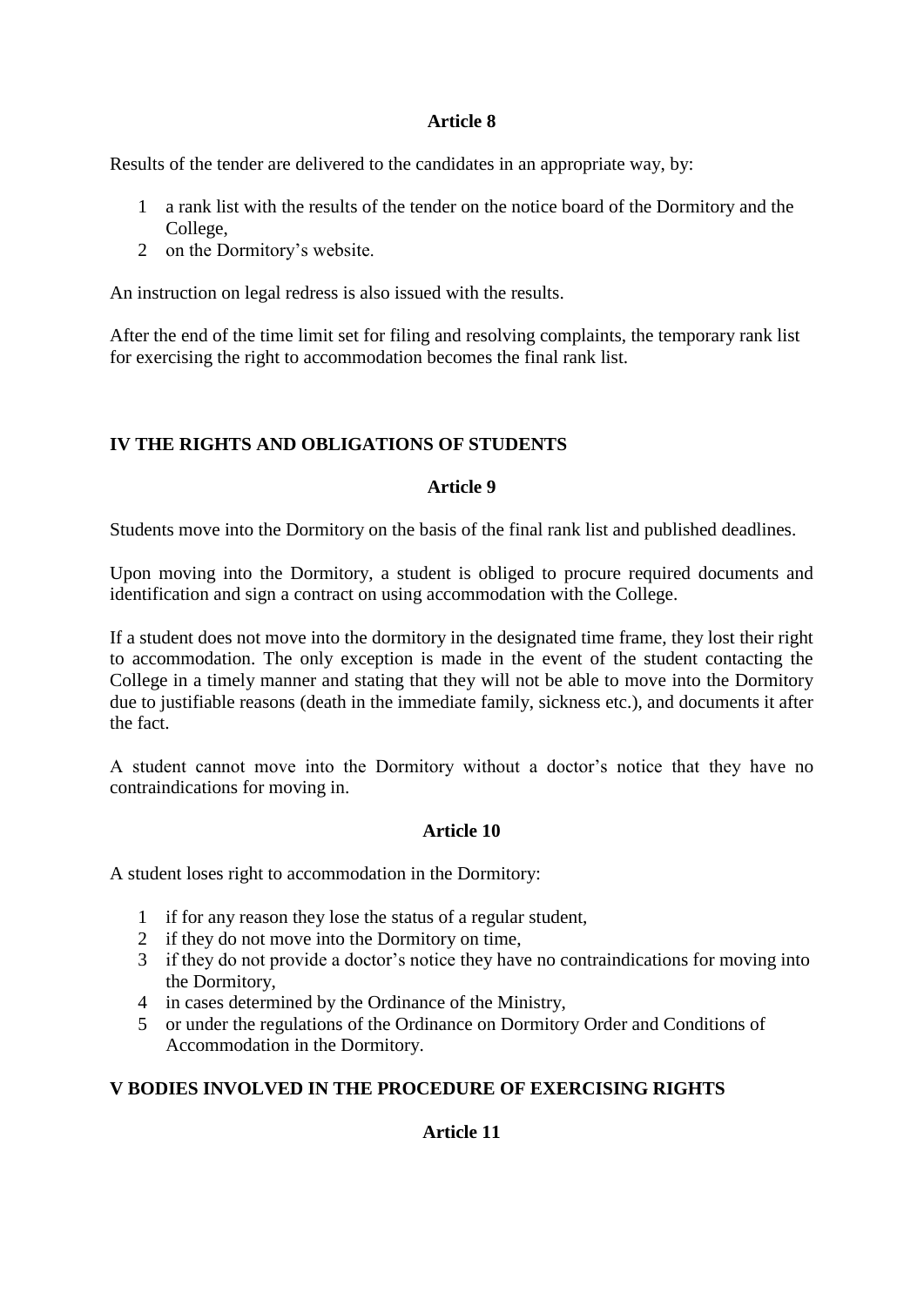**Article 8**

Results of the tender are delivered to the candidates in an appropriate way, by:

1. a rank list with the results of the tender on the notice board of the Dormitory and the College,
2. on the Dormitory's website.

An instruction on legal redress is also issued with the results.

After the end of the time limit set for filing and resolving complaints, the temporary rank list for exercising the right to accommodation becomes the final rank list.

## IV THE RIGHTS AND OBLIGATIONS OF STUDENTS

**Article 9**

Students move into the Dormitory on the basis of the final rank list and published deadlines.

Upon moving into the Dormitory, a student is obliged to procure required documents and identification and sign a contract on using accommodation with the College.

If a student does not move into the dormitory in the designated time frame, they lost their right to accommodation. The only exception is made in the event of the student contacting the College in a timely manner and stating that they will not be able to move into the Dormitory due to justifiable reasons (death in the immediate family, sickness etc.), and documents it after the fact.

A student cannot move into the Dormitory without a doctor's notice that they have no contraindications for moving in.

**Article 10**

A student loses right to accommodation in the Dormitory:

1. if for any reason they lose the status of a regular student,
2. if they do not move into the Dormitory on time,
3. if they do not provide a doctor's notice they have no contraindications for moving into the Dormitory,
4. in cases determined by the Ordinance of the Ministry,
5. or under the regulations of the Ordinance on Dormitory Order and Conditions of Accommodation in the Dormitory.

## V BODIES INVOLVED IN THE PROCEDURE OF EXERCISING RIGHTS

**Article 11**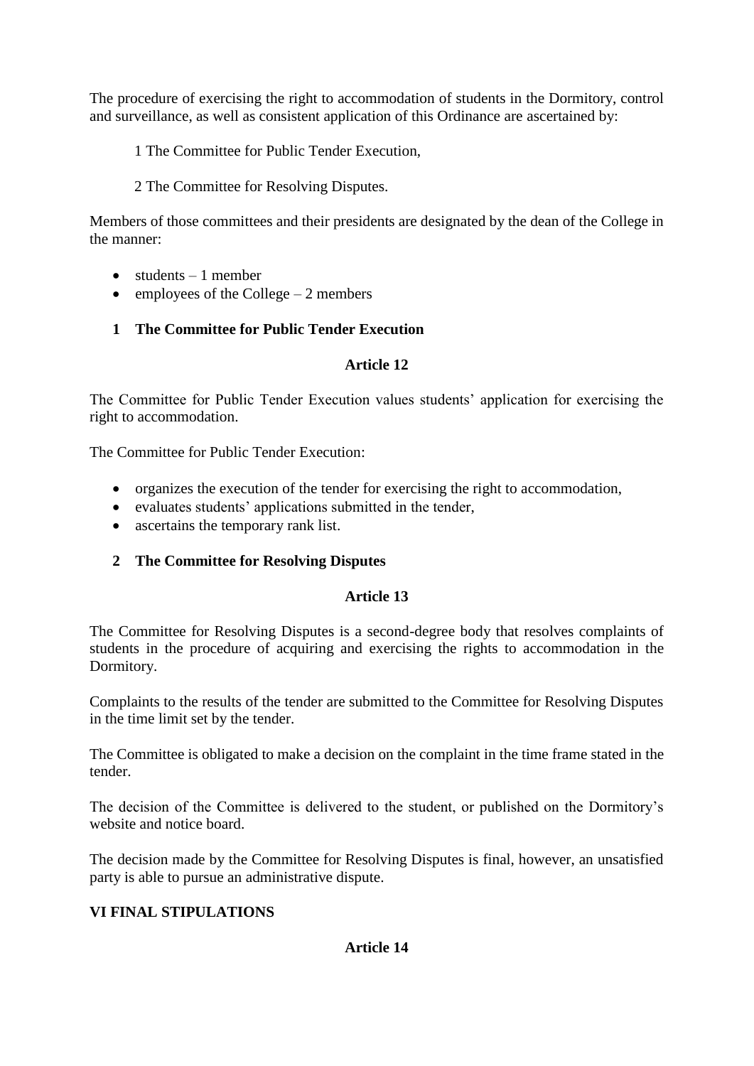The procedure of exercising the right to accommodation of students in the Dormitory, control and surveillance, as well as consistent application of this Ordinance are ascertained by:

1 The Committee for Public Tender Execution,

2 The Committee for Resolving Disputes.

Members of those committees and their presidents are designated by the dean of the College in the manner:

- students – 1 member
- employees of the College – 2 members

### 1 The Committee for Public Tender Execution

**Article 12**

The Committee for Public Tender Execution values students' application for exercising the right to accommodation.

The Committee for Public Tender Execution:

- organizes the execution of the tender for exercising the right to accommodation,
- evaluates students' applications submitted in the tender,
- ascertains the temporary rank list.

### 2 The Committee for Resolving Disputes

**Article 13**

The Committee for Resolving Disputes is a second-degree body that resolves complaints of students in the procedure of acquiring and exercising the rights to accommodation in the Dormitory.

Complaints to the results of the tender are submitted to the Committee for Resolving Disputes in the time limit set by the tender.

The Committee is obligated to make a decision on the complaint in the time frame stated in the tender.

The decision of the Committee is delivered to the student, or published on the Dormitory's website and notice board.

The decision made by the Committee for Resolving Disputes is final, however, an unsatisfied party is able to pursue an administrative dispute.

## VI FINAL STIPULATIONS

**Article 14**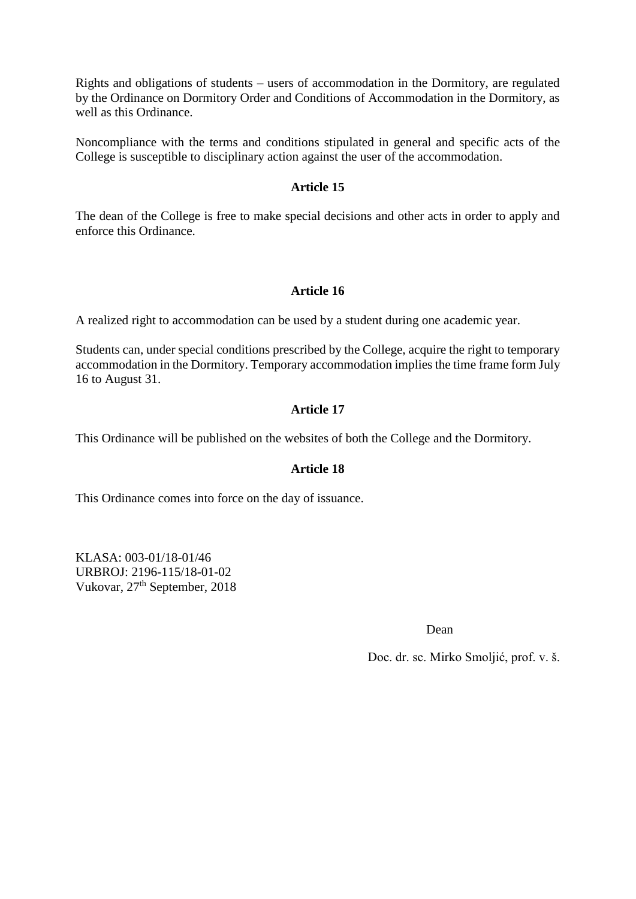Rights and obligations of students – users of accommodation in the Dormitory, are regulated by the Ordinance on Dormitory Order and Conditions of Accommodation in the Dormitory, as well as this Ordinance.

Noncompliance with the terms and conditions stipulated in general and specific acts of the College is susceptible to disciplinary action against the user of the accommodation.

**Article 15**

The dean of the College is free to make special decisions and other acts in order to apply and enforce this Ordinance.

**Article 16**

A realized right to accommodation can be used by a student during one academic year.

Students can, under special conditions prescribed by the College, acquire the right to temporary accommodation in the Dormitory. Temporary accommodation implies the time frame form July 16 to August 31.

**Article 17**

This Ordinance will be published on the websites of both the College and the Dormitory.

**Article 18**

This Ordinance comes into force on the day of issuance.

KLASA: 003-01/18-01/46
URBROJ: 2196-115/18-01-02
Vukovar, 27th September, 2018

Dean

Doc. dr. sc. Mirko Smoljić, prof. v. š.